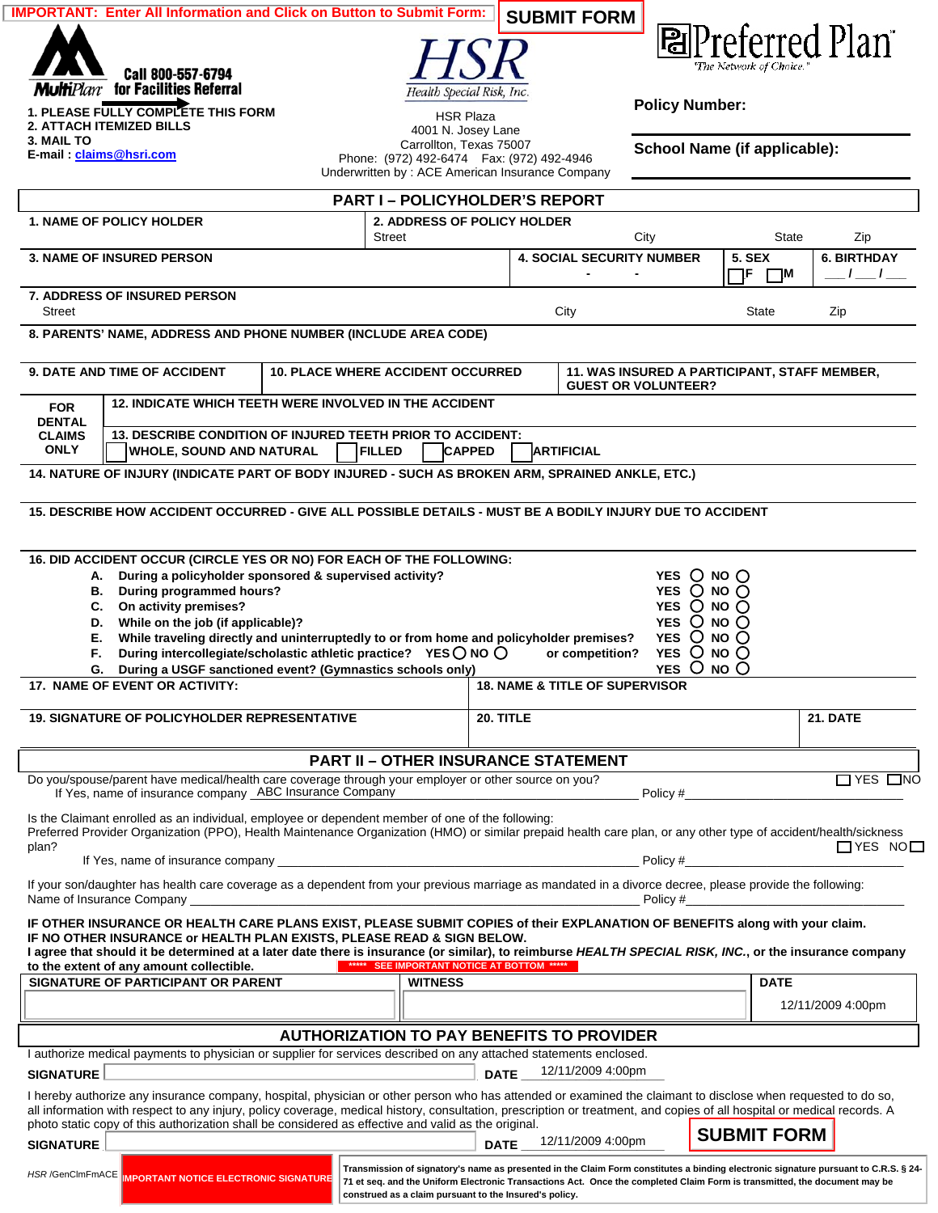**IMPORTANT: Enter All Information and Click on Button to Submit Form:** SUBMIT FORM

MultiPlan — Call 800-557-6794 for Facilities Referral

1. PLEASE FULLY COMPLETE THIS FORM
2. ATTACH ITEMIZED BILLS
3. MAIL TO

E-mail : claims@hsri.com

HSR — Health Special Risk, Inc.

HSR Plaza
4001 N. Josey Lane
Carrollton, Texas 75007
Phone: (972) 492-6474 Fax: (972) 492-4946
Underwritten by : ACE American Insurance Company

Preferred Plan — "The Network of Choice."

**Policy Number:**

**School Name (if applicable):**

## PART I – POLICYHOLDER'S REPORT

| | | | | |
|---|---|---|---|---|
| 1. NAME OF POLICY HOLDER | 2. ADDRESS OF POLICY HOLDER<br>Street City State Zip | | | |
| 3. NAME OF INSURED PERSON | | 4. SOCIAL SECURITY NUMBER<br>- - | 5. SEX<br>☐F ☐M | 6. BIRTHDAY<br>___ / ___ / ___ |
| 7. ADDRESS OF INSURED PERSON<br>Street City State Zip | | | | |
| 8. PARENTS' NAME, ADDRESS AND PHONE NUMBER (INCLUDE AREA CODE) | | | | |
| 9. DATE AND TIME OF ACCIDENT | 10. PLACE WHERE ACCIDENT OCCURRED | 11. WAS INSURED A PARTICIPANT, STAFF MEMBER, GUEST OR VOLUNTEER? | | |

| | |
|---|---|
| FOR DENTAL CLAIMS ONLY | 12. INDICATE WHICH TEETH WERE INVOLVED IN THE ACCIDENT |
| | 13. DESCRIBE CONDITION OF INJURED TEETH PRIOR TO ACCIDENT:<br>☐ WHOLE, SOUND AND NATURAL ☐ FILLED ☐ CAPPED ☐ ARTIFICIAL |

14. NATURE OF INJURY (INDICATE PART OF BODY INJURED - SUCH AS BROKEN ARM, SPRAINED ANKLE, ETC.)

15. DESCRIBE HOW ACCIDENT OCCURRED - GIVE ALL POSSIBLE DETAILS - MUST BE A BODILY INJURY DUE TO ACCIDENT

16. DID ACCIDENT OCCUR (CIRCLE YES OR NO) FOR EACH OF THE FOLLOWING:

- A. During a policyholder sponsored & supervised activity? YES ○ NO ○
- B. During programmed hours? YES ○ NO ○
- C. On activity premises? YES ○ NO ○
- D. While on the job (if applicable)? YES ○ NO ○
- E. While traveling directly and uninterruptedly to or from home and policyholder premises? YES ○ NO ○
- F. During intercollegiate/scholastic athletic practice? YES ○ NO ○ or competition? YES ○ NO ○
- G. During a USGF sanctioned event? (Gymnastics schools only) YES ○ NO ○

| | | |
|---|---|---|
| 17. NAME OF EVENT OR ACTIVITY: | 18. NAME & TITLE OF SUPERVISOR | |
| 19. SIGNATURE OF POLICYHOLDER REPRESENTATIVE | 20. TITLE | 21. DATE |

## PART II – OTHER INSURANCE STATEMENT

Do you/spouse/parent have medical/health care coverage through your employer or other source on you? ☐YES ☐NO
If Yes, name of insurance company ABC Insurance Company Policy #________________

Is the Claimant enrolled as an individual, employee or dependent member of one of the following:
Preferred Provider Organization (PPO), Health Maintenance Organization (HMO) or similar prepaid health care plan, or any other type of accident/health/sickness plan? ☐YES NO☐
If Yes, name of insurance company ________________ Policy #________________

If your son/daughter has health care coverage as a dependent from your previous marriage as mandated in a divorce decree, please provide the following:
Name of Insurance Company ________________ Policy #________________

**IF OTHER INSURANCE OR HEALTH CARE PLANS EXIST, PLEASE SUBMIT COPIES of their EXPLANATION OF BENEFITS along with your claim.**
**IF NO OTHER INSURANCE or HEALTH PLAN EXISTS, PLEASE READ & SIGN BELOW.**
**I agree that should it be determined at a later date there is insurance (or similar), to reimburse *HEALTH SPECIAL RISK, INC.*, or the insurance company to the extent of any amount collectible.** ***** SEE IMPORTANT NOTICE AT BOTTOM *****

| SIGNATURE OF PARTICIPANT OR PARENT | WITNESS | DATE |
|---|---|---|
| | | 12/11/2009 4:00pm |

## AUTHORIZATION TO PAY BENEFITS TO PROVIDER

I authorize medical payments to physician or supplier for services described on any attached statements enclosed.

**SIGNATURE** ________________ **DATE** 12/11/2009 4:00pm

I hereby authorize any insurance company, hospital, physician or other person who has attended or examined the claimant to disclose when requested to do so, all information with respect to any injury, policy coverage, medical history, consultation, prescription or treatment, and copies of all hospital or medical records. A photo static copy of this authorization shall be considered as effective and valid as the original.

**SIGNATURE** ________________ **DATE** 12/11/2009 4:00pm SUBMIT FORM

HSR /GenClmFmACE

**IMPORTANT NOTICE ELECTRONIC SIGNATURE**

**Transmission of signatory's name as presented in the Claim Form constitutes a binding electronic signature pursuant to C.R.S. § 24-71 et seq. and the Uniform Electronic Transactions Act. Once the completed Claim Form is transmitted, the document may be construed as a claim pursuant to the Insured's policy.**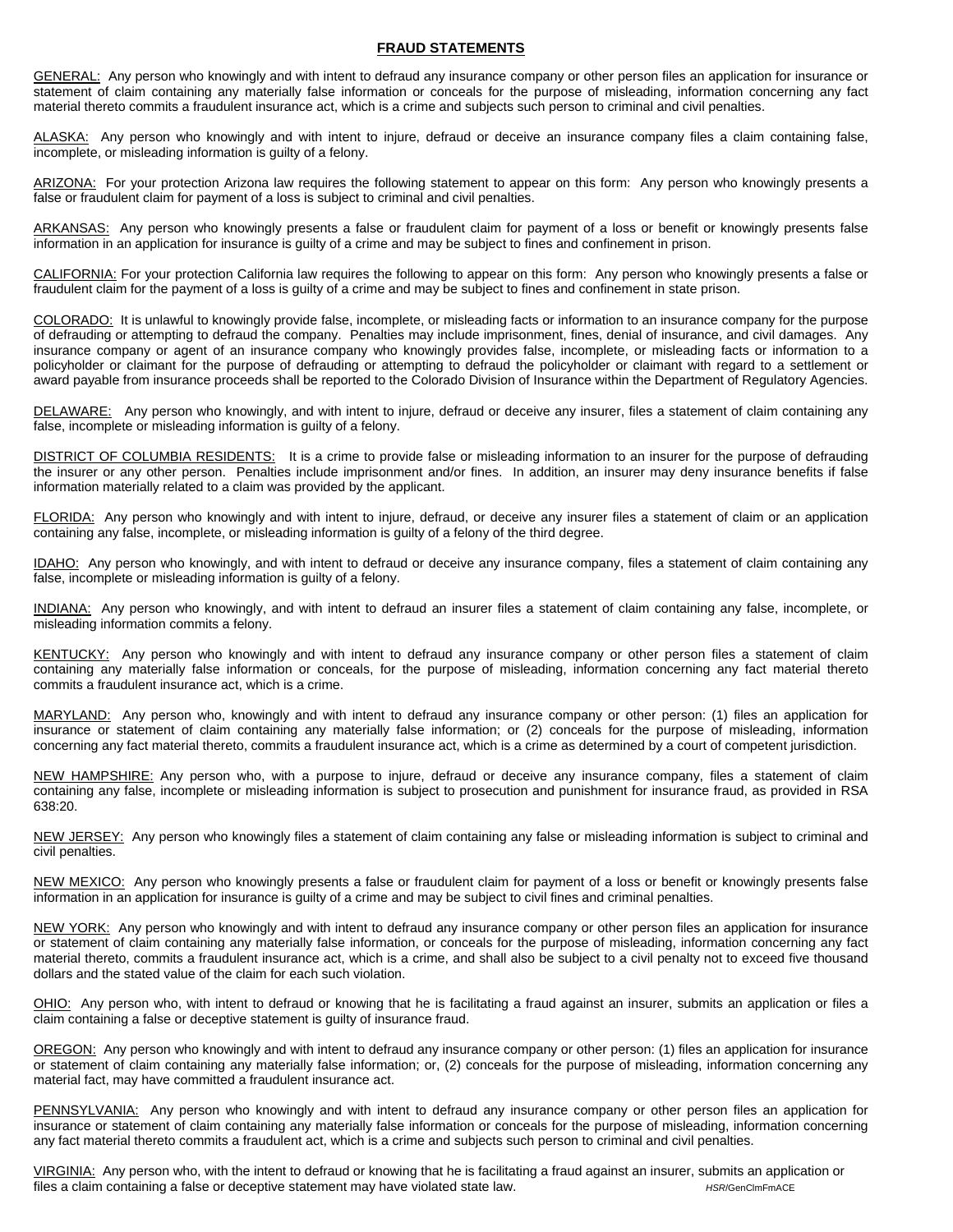## FRAUD STATEMENTS

GENERAL: Any person who knowingly and with intent to defraud any insurance company or other person files an application for insurance or statement of claim containing any materially false information or conceals for the purpose of misleading, information concerning any fact material thereto commits a fraudulent insurance act, which is a crime and subjects such person to criminal and civil penalties.

ALASKA: Any person who knowingly and with intent to injure, defraud or deceive an insurance company files a claim containing false, incomplete, or misleading information is guilty of a felony.

ARIZONA: For your protection Arizona law requires the following statement to appear on this form: Any person who knowingly presents a false or fraudulent claim for payment of a loss is subject to criminal and civil penalties.

ARKANSAS: Any person who knowingly presents a false or fraudulent claim for payment of a loss or benefit or knowingly presents false information in an application for insurance is guilty of a crime and may be subject to fines and confinement in prison.

CALIFORNIA: For your protection California law requires the following to appear on this form: Any person who knowingly presents a false or fraudulent claim for the payment of a loss is guilty of a crime and may be subject to fines and confinement in state prison.

COLORADO: It is unlawful to knowingly provide false, incomplete, or misleading facts or information to an insurance company for the purpose of defrauding or attempting to defraud the company. Penalties may include imprisonment, fines, denial of insurance, and civil damages. Any insurance company or agent of an insurance company who knowingly provides false, incomplete, or misleading facts or information to a policyholder or claimant for the purpose of defrauding or attempting to defraud the policyholder or claimant with regard to a settlement or award payable from insurance proceeds shall be reported to the Colorado Division of Insurance within the Department of Regulatory Agencies.

DELAWARE: Any person who knowingly, and with intent to injure, defraud or deceive any insurer, files a statement of claim containing any false, incomplete or misleading information is guilty of a felony.

DISTRICT OF COLUMBIA RESIDENTS: It is a crime to provide false or misleading information to an insurer for the purpose of defrauding the insurer or any other person. Penalties include imprisonment and/or fines. In addition, an insurer may deny insurance benefits if false information materially related to a claim was provided by the applicant.

FLORIDA: Any person who knowingly and with intent to injure, defraud, or deceive any insurer files a statement of claim or an application containing any false, incomplete, or misleading information is guilty of a felony of the third degree.

IDAHO: Any person who knowingly, and with intent to defraud or deceive any insurance company, files a statement of claim containing any false, incomplete or misleading information is guilty of a felony.

INDIANA: Any person who knowingly, and with intent to defraud an insurer files a statement of claim containing any false, incomplete, or misleading information commits a felony.

KENTUCKY: Any person who knowingly and with intent to defraud any insurance company or other person files a statement of claim containing any materially false information or conceals, for the purpose of misleading, information concerning any fact material thereto commits a fraudulent insurance act, which is a crime.

MARYLAND: Any person who, knowingly and with intent to defraud any insurance company or other person: (1) files an application for insurance or statement of claim containing any materially false information; or (2) conceals for the purpose of misleading, information concerning any fact material thereto, commits a fraudulent insurance act, which is a crime as determined by a court of competent jurisdiction.

NEW HAMPSHIRE: Any person who, with a purpose to injure, defraud or deceive any insurance company, files a statement of claim containing any false, incomplete or misleading information is subject to prosecution and punishment for insurance fraud, as provided in RSA 638:20.

NEW JERSEY: Any person who knowingly files a statement of claim containing any false or misleading information is subject to criminal and civil penalties.

NEW MEXICO: Any person who knowingly presents a false or fraudulent claim for payment of a loss or benefit or knowingly presents false information in an application for insurance is guilty of a crime and may be subject to civil fines and criminal penalties.

NEW YORK: Any person who knowingly and with intent to defraud any insurance company or other person files an application for insurance or statement of claim containing any materially false information, or conceals for the purpose of misleading, information concerning any fact material thereto, commits a fraudulent insurance act, which is a crime, and shall also be subject to a civil penalty not to exceed five thousand dollars and the stated value of the claim for each such violation.

OHIO: Any person who, with intent to defraud or knowing that he is facilitating a fraud against an insurer, submits an application or files a claim containing a false or deceptive statement is guilty of insurance fraud.

OREGON: Any person who knowingly and with intent to defraud any insurance company or other person: (1) files an application for insurance or statement of claim containing any materially false information; or, (2) conceals for the purpose of misleading, information concerning any material fact, may have committed a fraudulent insurance act.

PENNSYLVANIA: Any person who knowingly and with intent to defraud any insurance company or other person files an application for insurance or statement of claim containing any materially false information or conceals for the purpose of misleading, information concerning any fact material thereto commits a fraudulent act, which is a crime and subjects such person to criminal and civil penalties.

VIRGINIA: Any person who, with the intent to defraud or knowing that he is facilitating a fraud against an insurer, submits an application or files a claim containing a false or deceptive statement may have violated state law.

*HSR*/GenClmFmACE